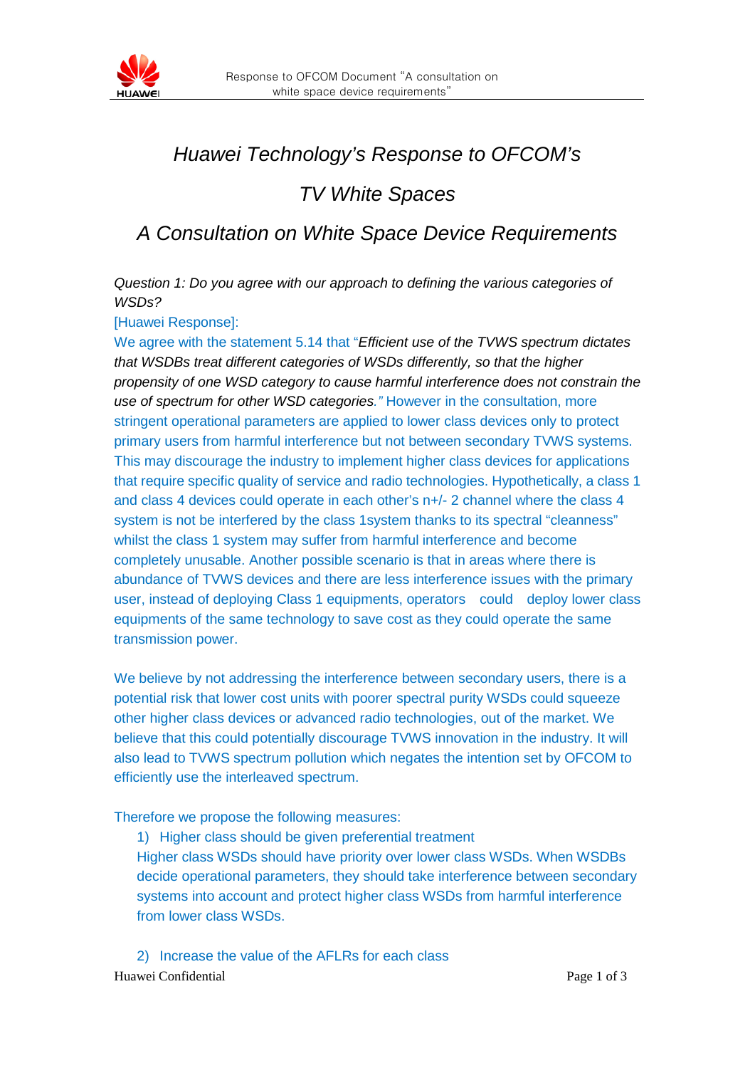# *Huawei Technology's Response to OFCOM's*

# *TV White Spaces*

# *A Consultation on White Space Device Requirements*

*Question 1: Do you agree with our approach to defining the various categories of WSDs?*

[Huawei Response]:

We agree with the statement 5.14 that "*Efficient use of the TVWS spectrum dictates that WSDBs treat different categories of WSDs differently, so that the higher propensity of one WSD category to cause harmful interference does not constrain the use of spectrum for other WSD categories."* However in the consultation, more stringent operational parameters are applied to lower class devices only to protect primary users from harmful interference but not between secondary TVWS systems. This may discourage the industry to implement higher class devices for applications that require specific quality of service and radio technologies. Hypothetically, a class 1 and class 4 devices could operate in each other's n+/- 2 channel where the class 4 system is not be interfered by the class 1system thanks to its spectral "cleanness" whilst the class 1 system may suffer from harmful interference and become completely unusable. Another possible scenario is that in areas where there is abundance of TVWS devices and there are less interference issues with the primary user, instead of deploying Class 1 equipments, operators could deploy lower class equipments of the same technology to save cost as they could operate the same transmission power.

We believe by not addressing the interference between secondary users, there is a potential risk that lower cost units with poorer spectral purity WSDs could squeeze other higher class devices or advanced radio technologies, out of the market. We believe that this could potentially discourage TVWS innovation in the industry. It will also lead to TVWS spectrum pollution which negates the intention set by OFCOM to efficiently use the interleaved spectrum.

Therefore we propose the following measures:

1) Higher class should be given preferential treatment
   Higher class WSDs should have priority over lower class WSDs. When WSDBs decide operational parameters, they should take interference between secondary systems into account and protect higher class WSDs from harmful interference from lower class WSDs.

2) Increase the value of the AFLRs for each class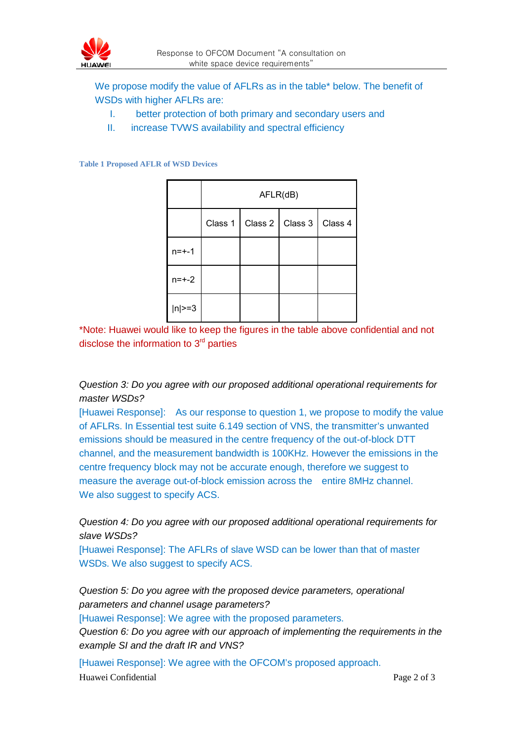We propose modify the value of AFLRs as in the table* below. The benefit of WSDs with higher AFLRs are:

I. better protection of both primary and secondary users and
II. increase TVWS availability and spectral efficiency

**Table 1 Proposed AFLR of WSD Devices**

| | AFLR(dB) | | | |
|---|---|---|---|---|
| | Class 1 | Class 2 | Class 3 | Class 4 |
| n=+-1 | | | | |
| n=+-2 | | | | |
| \|n\|>=3 | | | | |

*Note: Huawei would like to keep the figures in the table above confidential and not disclose the information to 3rd parties

*Question 3: Do you agree with our proposed additional operational requirements for master WSDs?*

[Huawei Response]: As our response to question 1, we propose to modify the value of AFLRs. In Essential test suite 6.149 section of VNS, the transmitter's unwanted emissions should be measured in the centre frequency of the out-of-block DTT channel, and the measurement bandwidth is 100KHz. However the emissions in the centre frequency block may not be accurate enough, therefore we suggest to measure the average out-of-block emission across the entire 8MHz channel. We also suggest to specify ACS.

*Question 4: Do you agree with our proposed additional operational requirements for slave WSDs?*

[Huawei Response]: The AFLRs of slave WSD can be lower than that of master WSDs. We also suggest to specify ACS.

*Question 5: Do you agree with the proposed device parameters, operational parameters and channel usage parameters?*

[Huawei Response]: We agree with the proposed parameters.

*Question 6: Do you agree with our approach of implementing the requirements in the example SI and the draft IR and VNS?*

[Huawei Response]: We agree with the OFCOM's proposed approach.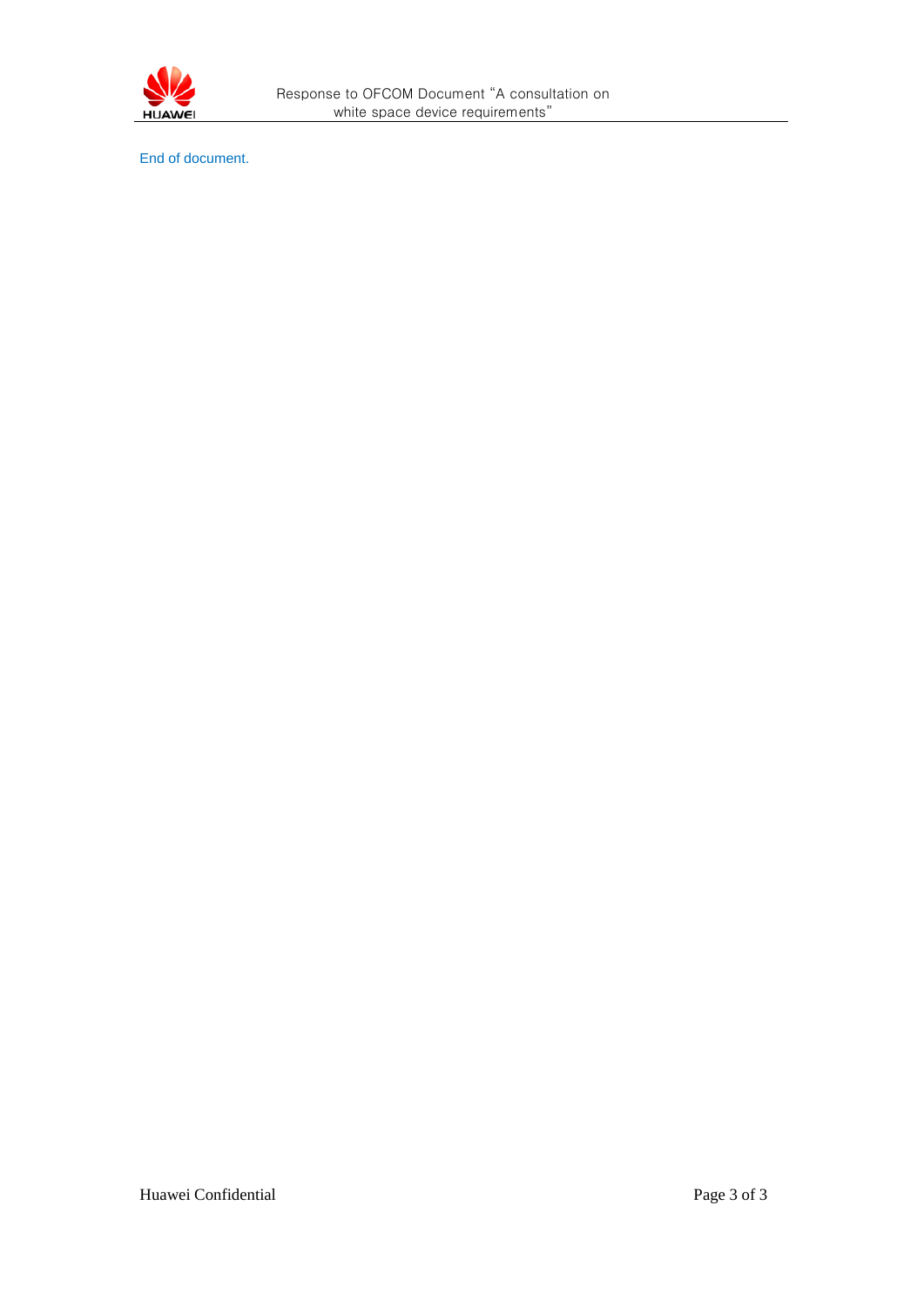End of document.